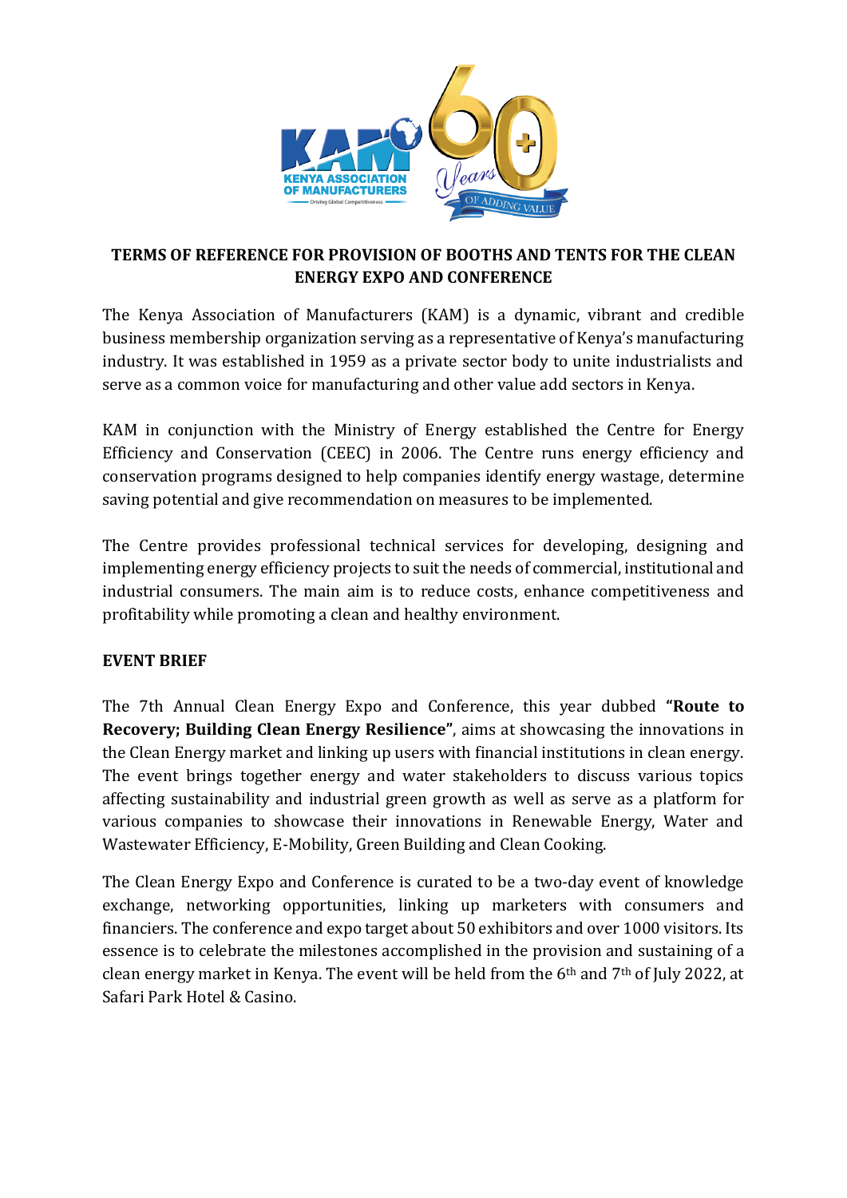# TERMS OF REFERENCE FOR PROVISION OF BOOTHS AND TENTS FOR THE CLEAN ENERGY EXPO AND CONFERENCE

The Kenya Association of Manufacturers (KAM) is a dynamic, vibrant and credible business membership organization serving as a representative of Kenya's manufacturing industry. It was established in 1959 as a private sector body to unite industrialists and serve as a common voice for manufacturing and other value add sectors in Kenya.

KAM in conjunction with the Ministry of Energy established the Centre for Energy Efficiency and Conservation (CEEC) in 2006. The Centre runs energy efficiency and conservation programs designed to help companies identify energy wastage, determine saving potential and give recommendation on measures to be implemented.

The Centre provides professional technical services for developing, designing and implementing energy efficiency projects to suit the needs of commercial, institutional and industrial consumers. The main aim is to reduce costs, enhance competitiveness and profitability while promoting a clean and healthy environment.

## EVENT BRIEF

The 7th Annual Clean Energy Expo and Conference, this year dubbed **"Route to Recovery; Building Clean Energy Resilience"**, aims at showcasing the innovations in the Clean Energy market and linking up users with financial institutions in clean energy. The event brings together energy and water stakeholders to discuss various topics affecting sustainability and industrial green growth as well as serve as a platform for various companies to showcase their innovations in Renewable Energy, Water and Wastewater Efficiency, E-Mobility, Green Building and Clean Cooking.

The Clean Energy Expo and Conference is curated to be a two-day event of knowledge exchange, networking opportunities, linking up marketers with consumers and financiers. The conference and expo target about 50 exhibitors and over 1000 visitors. Its essence is to celebrate the milestones accomplished in the provision and sustaining of a clean energy market in Kenya. The event will be held from the 6th and 7th of July 2022, at Safari Park Hotel & Casino.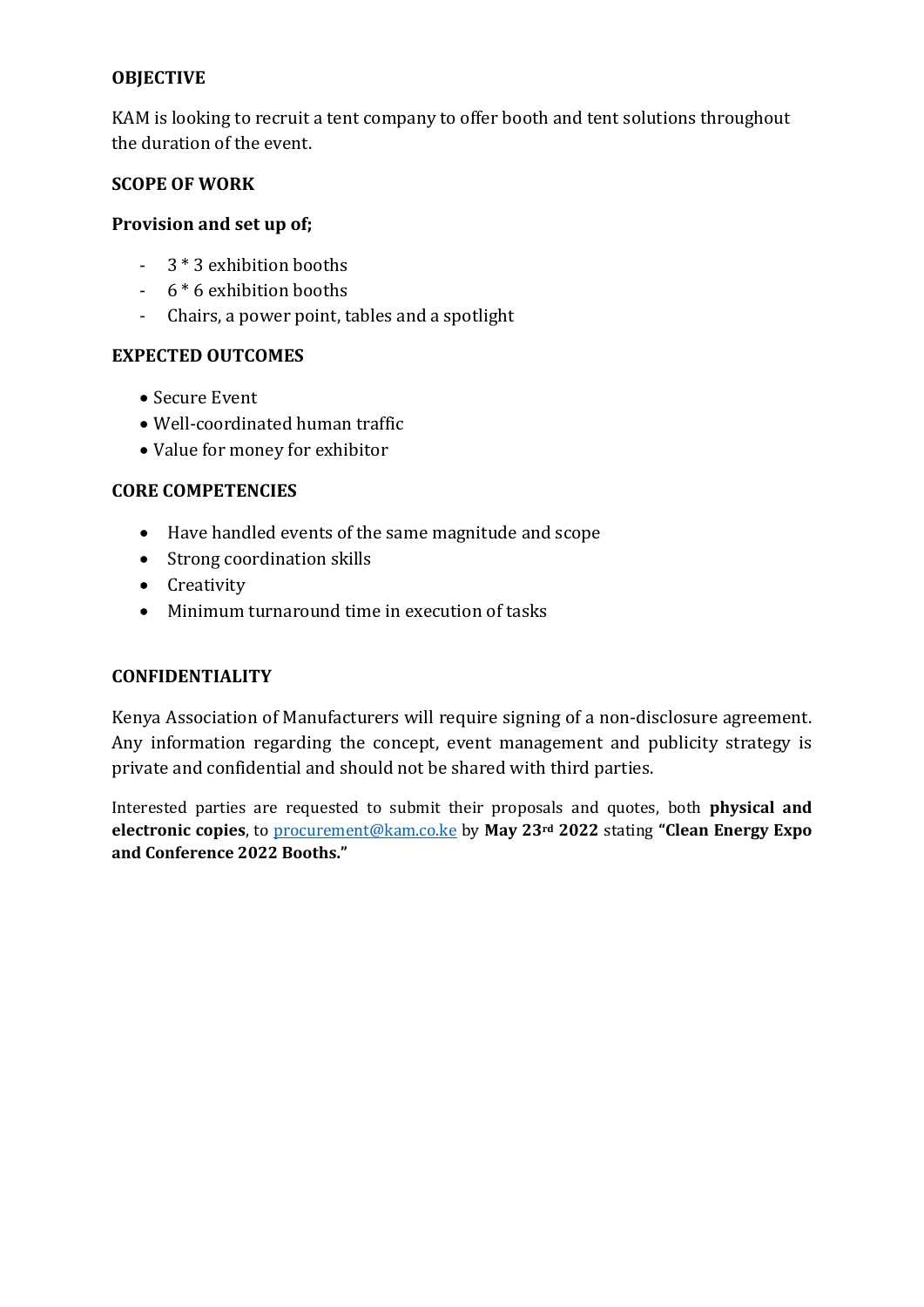**OBJECTIVE**

KAM is looking to recruit a tent company to offer booth and tent solutions throughout the duration of the event.

**SCOPE OF WORK**

**Provision and set up of;**

- 3 * 3 exhibition booths
- 6 * 6 exhibition booths
- Chairs, a power point, tables and a spotlight

**EXPECTED OUTCOMES**

- Secure Event
- Well-coordinated human traffic
- Value for money for exhibitor

**CORE COMPETENCIES**

- Have handled events of the same magnitude and scope
- Strong coordination skills
- Creativity
- Minimum turnaround time in execution of tasks

**CONFIDENTIALITY**

Kenya Association of Manufacturers will require signing of a non-disclosure agreement. Any information regarding the concept, event management and publicity strategy is private and confidential and should not be shared with third parties.

Interested parties are requested to submit their proposals and quotes, both **physical and electronic copies**, to procurement@kam.co.ke by **May 23rd 2022** stating **"Clean Energy Expo and Conference 2022 Booths."**